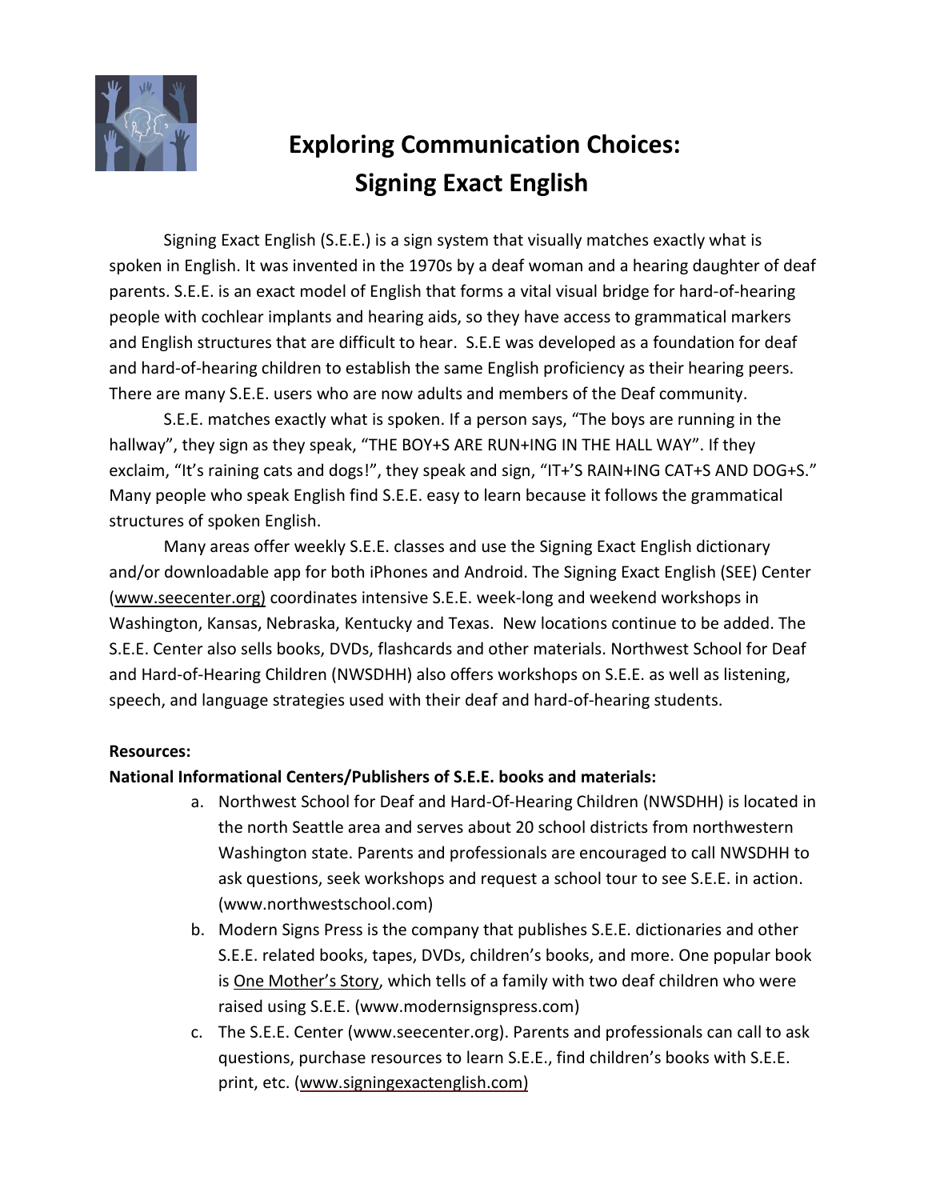# Exploring Communication Choices: Signing Exact English

Signing Exact English (S.E.E.) is a sign system that visually matches exactly what is spoken in English. It was invented in the 1970s by a deaf woman and a hearing daughter of deaf parents. S.E.E. is an exact model of English that forms a vital visual bridge for hard-of-hearing people with cochlear implants and hearing aids, so they have access to grammatical markers and English structures that are difficult to hear. S.E.E was developed as a foundation for deaf and hard-of-hearing children to establish the same English proficiency as their hearing peers. There are many S.E.E. users who are now adults and members of the Deaf community.

S.E.E. matches exactly what is spoken. If a person says, "The boys are running in the hallway", they sign as they speak, "THE BOY+S ARE RUN+ING IN THE HALL WAY". If they exclaim, "It's raining cats and dogs!", they speak and sign, "IT+'S RAIN+ING CAT+S AND DOG+S." Many people who speak English find S.E.E. easy to learn because it follows the grammatical structures of spoken English.

Many areas offer weekly S.E.E. classes and use the Signing Exact English dictionary and/or downloadable app for both iPhones and Android. The Signing Exact English (SEE) Center (www.seecenter.org) coordinates intensive S.E.E. week-long and weekend workshops in Washington, Kansas, Nebraska, Kentucky and Texas. New locations continue to be added. The S.E.E. Center also sells books, DVDs, flashcards and other materials. Northwest School for Deaf and Hard-of-Hearing Children (NWSDHH) also offers workshops on S.E.E. as well as listening, speech, and language strategies used with their deaf and hard-of-hearing students.

**Resources:**

**National Informational Centers/Publishers of S.E.E. books and materials:**

a. Northwest School for Deaf and Hard-Of-Hearing Children (NWSDHH) is located in the north Seattle area and serves about 20 school districts from northwestern Washington state. Parents and professionals are encouraged to call NWSDHH to ask questions, seek workshops and request a school tour to see S.E.E. in action. (www.northwestschool.com)

b. Modern Signs Press is the company that publishes S.E.E. dictionaries and other S.E.E. related books, tapes, DVDs, children's books, and more. One popular book is One Mother's Story, which tells of a family with two deaf children who were raised using S.E.E. (www.modernsignspress.com)

c. The S.E.E. Center (www.seecenter.org). Parents and professionals can call to ask questions, purchase resources to learn S.E.E., find children's books with S.E.E. print, etc. (www.signingexactenglish.com)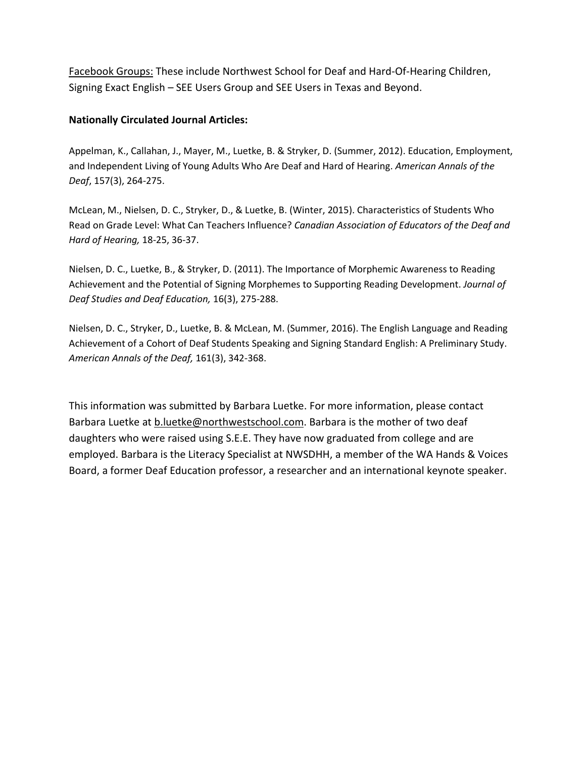<u>Facebook Groups:</u> These include Northwest School for Deaf and Hard-Of-Hearing Children, Signing Exact English – SEE Users Group and SEE Users in Texas and Beyond.

**Nationally Circulated Journal Articles:**

Appelman, K., Callahan, J., Mayer, M., Luetke, B. & Stryker, D. (Summer, 2012). Education, Employment, and Independent Living of Young Adults Who Are Deaf and Hard of Hearing. *American Annals of the Deaf*, 157(3), 264-275.

McLean, M., Nielsen, D. C., Stryker, D., & Luetke, B. (Winter, 2015). Characteristics of Students Who Read on Grade Level: What Can Teachers Influence? *Canadian Association of Educators of the Deaf and Hard of Hearing,* 18-25, 36-37.

Nielsen, D. C., Luetke, B., & Stryker, D. (2011). The Importance of Morphemic Awareness to Reading Achievement and the Potential of Signing Morphemes to Supporting Reading Development. *Journal of Deaf Studies and Deaf Education,* 16(3), 275-288.

Nielsen, D. C., Stryker, D., Luetke, B. & McLean, M. (Summer, 2016). The English Language and Reading Achievement of a Cohort of Deaf Students Speaking and Signing Standard English: A Preliminary Study. *American Annals of the Deaf,* 161(3), 342-368.

This information was submitted by Barbara Luetke. For more information, please contact Barbara Luetke at b.luetke@northwestschool.com. Barbara is the mother of two deaf daughters who were raised using S.E.E. They have now graduated from college and are employed. Barbara is the Literacy Specialist at NWSDHH, a member of the WA Hands & Voices Board, a former Deaf Education professor, a researcher and an international keynote speaker.